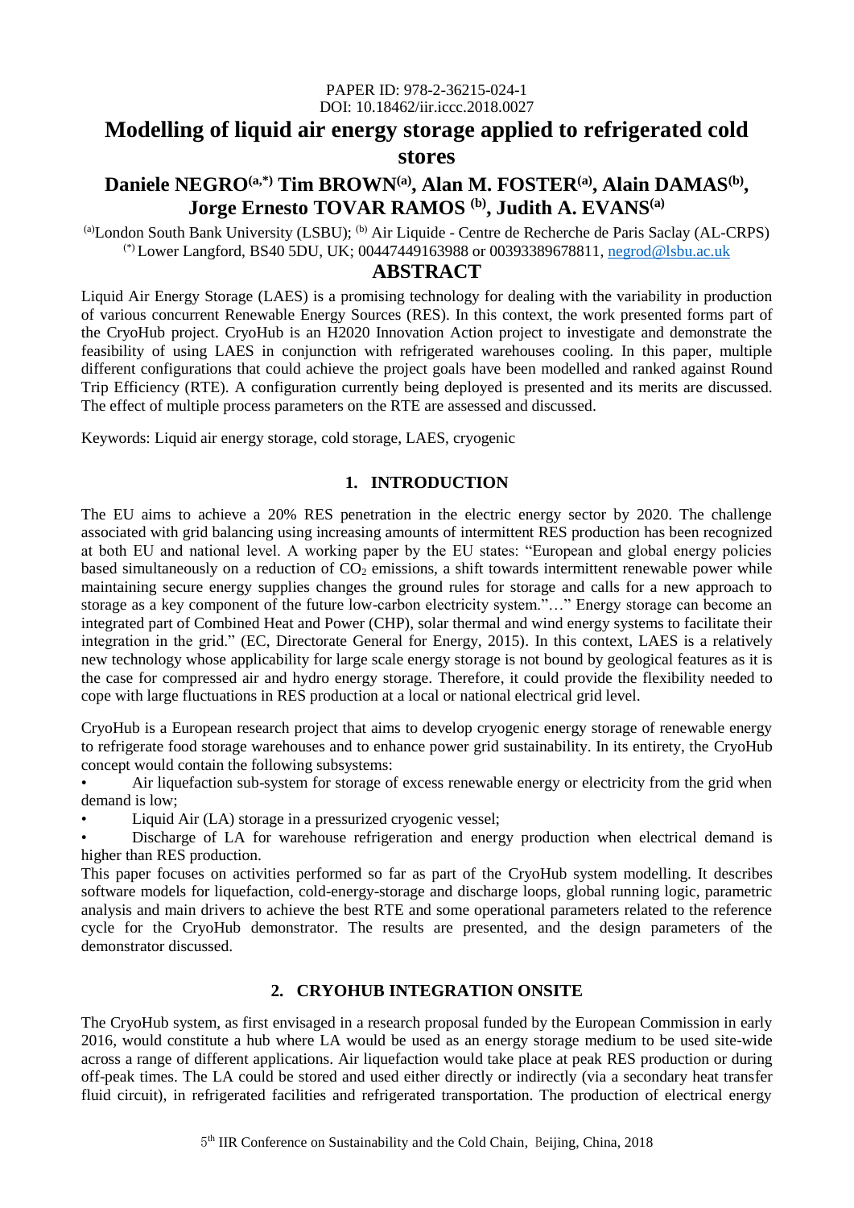PAPER ID: 978-2-36215-024-1
DOI: 10.18462/iir.iccc.2018.0027

# Modelling of liquid air energy storage applied to refrigerated cold stores

## Daniele NEGRO[(a,*)] Tim BROWN[(a)], Alan M. FOSTER[(a)], Alain DAMAS[(b)], Jorge Ernesto TOVAR RAMOS [(b)], Judith A. EVANS[(a)]

[(a)]London South Bank University (LSBU); [(b)] Air Liquide - Centre de Recherche de Paris Saclay (AL-CRPS)
[(*)] Lower Langford, BS40 5DU, UK; 00447449163988 or 00393389678811, negrod@lsbu.ac.uk

## ABSTRACT

Liquid Air Energy Storage (LAES) is a promising technology for dealing with the variability in production of various concurrent Renewable Energy Sources (RES). In this context, the work presented forms part of the CryoHub project. CryoHub is an H2020 Innovation Action project to investigate and demonstrate the feasibility of using LAES in conjunction with refrigerated warehouses cooling. In this paper, multiple different configurations that could achieve the project goals have been modelled and ranked against Round Trip Efficiency (RTE). A configuration currently being deployed is presented and its merits are discussed. The effect of multiple process parameters on the RTE are assessed and discussed.

Keywords: Liquid air energy storage, cold storage, LAES, cryogenic

## 1. INTRODUCTION

The EU aims to achieve a 20% RES penetration in the electric energy sector by 2020. The challenge associated with grid balancing using increasing amounts of intermittent RES production has been recognized at both EU and national level. A working paper by the EU states: "European and global energy policies based simultaneously on a reduction of $CO_2$ emissions, a shift towards intermittent renewable power while maintaining secure energy supplies changes the ground rules for storage and calls for a new approach to storage as a key component of the future low-carbon electricity system."…" Energy storage can become an integrated part of Combined Heat and Power (CHP), solar thermal and wind energy systems to facilitate their integration in the grid." (EC, Directorate General for Energy, 2015). In this context, LAES is a relatively new technology whose applicability for large scale energy storage is not bound by geological features as it is the case for compressed air and hydro energy storage. Therefore, it could provide the flexibility needed to cope with large fluctuations in RES production at a local or national electrical grid level.

CryoHub is a European research project that aims to develop cryogenic energy storage of renewable energy to refrigerate food storage warehouses and to enhance power grid sustainability. In its entirety, the CryoHub concept would contain the following subsystems:

- Air liquefaction sub-system for storage of excess renewable energy or electricity from the grid when demand is low;
- Liquid Air (LA) storage in a pressurized cryogenic vessel;
- Discharge of LA for warehouse refrigeration and energy production when electrical demand is higher than RES production.

This paper focuses on activities performed so far as part of the CryoHub system modelling. It describes software models for liquefaction, cold-energy-storage and discharge loops, global running logic, parametric analysis and main drivers to achieve the best RTE and some operational parameters related to the reference cycle for the CryoHub demonstrator. The results are presented, and the design parameters of the demonstrator discussed.

## 2. CRYOHUB INTEGRATION ONSITE

The CryoHub system, as first envisaged in a research proposal funded by the European Commission in early 2016, would constitute a hub where LA would be used as an energy storage medium to be used site-wide across a range of different applications. Air liquefaction would take place at peak RES production or during off-peak times. The LA could be stored and used either directly or indirectly (via a secondary heat transfer fluid circuit), in refrigerated facilities and refrigerated transportation. The production of electrical energy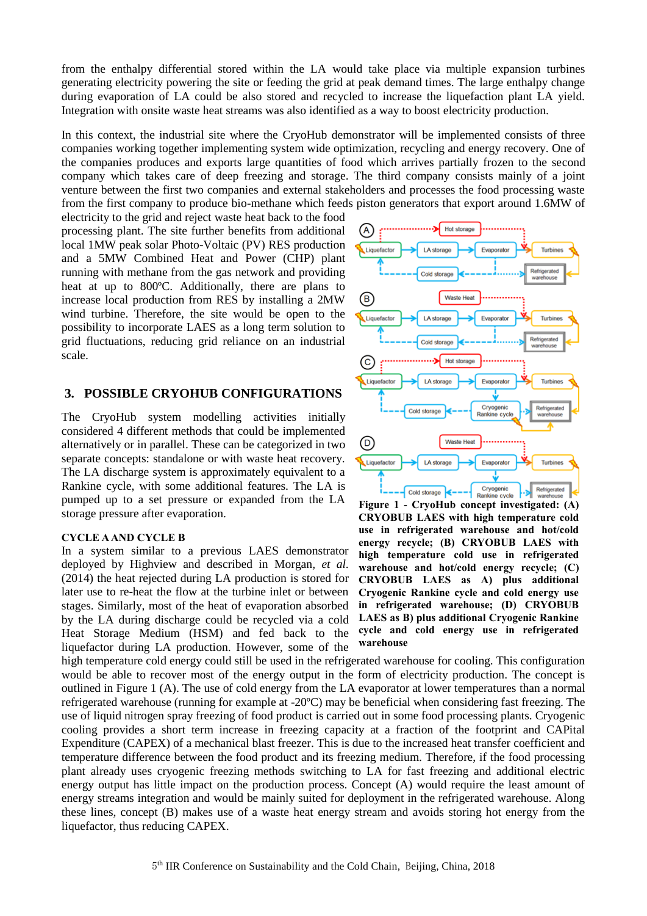from the enthalpy differential stored within the LA would take place via multiple expansion turbines generating electricity powering the site or feeding the grid at peak demand times. The large enthalpy change during evaporation of LA could be also stored and recycled to increase the liquefaction plant LA yield. Integration with onsite waste heat streams was also identified as a way to boost electricity production.

In this context, the industrial site where the CryoHub demonstrator will be implemented consists of three companies working together implementing system wide optimization, recycling and energy recovery. One of the companies produces and exports large quantities of food which arrives partially frozen to the second company which takes care of deep freezing and storage. The third company consists mainly of a joint venture between the first two companies and external stakeholders and processes the food processing waste from the first company to produce bio-methane which feeds piston generators that export around 1.6MW of electricity to the grid and reject waste heat back to the food processing plant. The site further benefits from additional local 1MW peak solar Photo-Voltaic (PV) RES production and a 5MW Combined Heat and Power (CHP) plant running with methane from the gas network and providing heat at up to 800ºC. Additionally, there are plans to increase local production from RES by installing a 2MW wind turbine. Therefore, the site would be open to the possibility to incorporate LAES as a long term solution to grid fluctuations, reducing grid reliance on an industrial scale.

## 3. POSSIBLE CRYOHUB CONFIGURATIONS

The CryoHub system modelling activities initially considered 4 different methods that could be implemented alternatively or in parallel. These can be categorized in two separate concepts: standalone or with waste heat recovery. The LA discharge system is approximately equivalent to a Rankine cycle, with some additional features. The LA is pumped up to a set pressure or expanded from the LA storage pressure after evaporation.

**Figure 1 - CryoHub concept investigated: (A) CRYOBUB LAES with high temperature cold use in refrigerated warehouse and hot/cold energy recycle; (B) CRYOBUB LAES with high temperature cold use in refrigerated warehouse and hot/cold energy recycle; (C) CRYOBUB LAES as A) plus additional Cryogenic Rankine cycle and cold energy use in refrigerated warehouse; (D) CRYOBUB LAES as B) plus additional Cryogenic Rankine cycle and cold energy use in refrigerated warehouse**

### CYCLE A AND CYCLE B

In a system similar to a previous LAES demonstrator deployed by Highview and described in Morgan, *et al.* (2014) the heat rejected during LA production is stored for later use to re-heat the flow at the turbine inlet or between stages. Similarly, most of the heat of evaporation absorbed by the LA during discharge could be recycled via a cold Heat Storage Medium (HSM) and fed back to the liquefactor during LA production. However, some of the high temperature cold energy could still be used in the refrigerated warehouse for cooling. This configuration would be able to recover most of the energy output in the form of electricity production. The concept is outlined in Figure 1 (A). The use of cold energy from the LA evaporator at lower temperatures than a normal refrigerated warehouse (running for example at -20ºC) may be beneficial when considering fast freezing. The use of liquid nitrogen spray freezing of food product is carried out in some food processing plants. Cryogenic cooling provides a short term increase in freezing capacity at a fraction of the footprint and CAPital Expenditure (CAPEX) of a mechanical blast freezer. This is due to the increased heat transfer coefficient and temperature difference between the food product and its freezing medium. Therefore, if the food processing plant already uses cryogenic freezing methods switching to LA for fast freezing and additional electric energy output has little impact on the production process. Concept (A) would require the least amount of energy streams integration and would be mainly suited for deployment in the refrigerated warehouse. Along these lines, concept (B) makes use of a waste heat energy stream and avoids storing hot energy from the liquefactor, thus reducing CAPEX.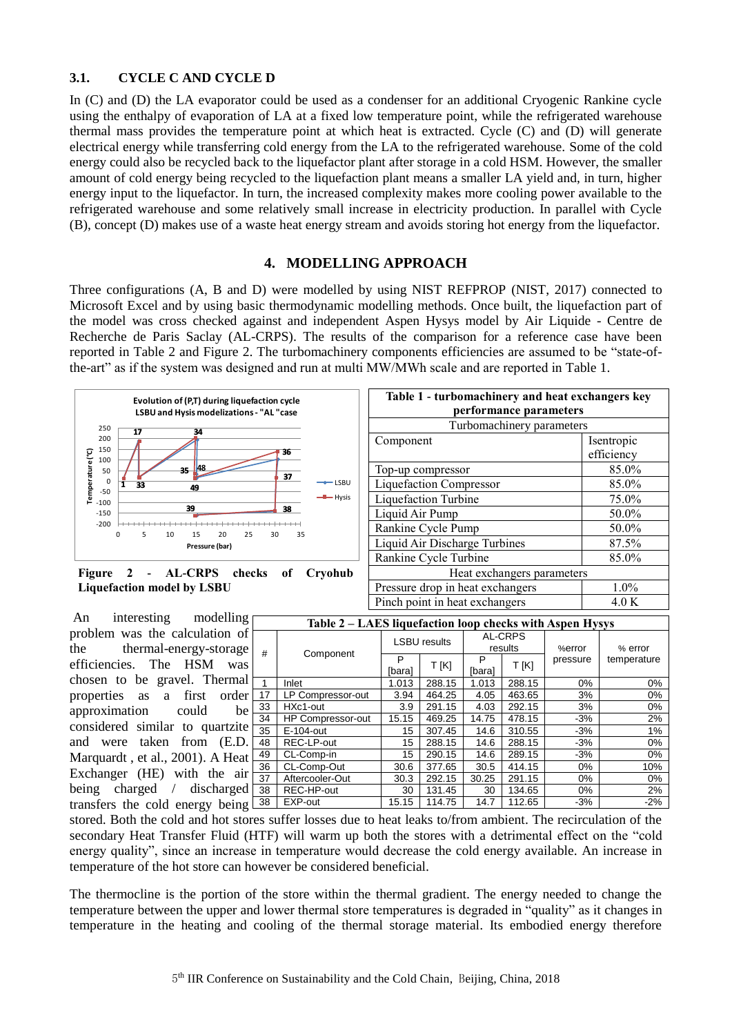### 3.1. CYCLE C AND CYCLE D

In (C) and (D) the LA evaporator could be used as a condenser for an additional Cryogenic Rankine cycle using the enthalpy of evaporation of LA at a fixed low temperature point, while the refrigerated warehouse thermal mass provides the temperature point at which heat is extracted. Cycle (C) and (D) will generate electrical energy while transferring cold energy from the LA to the refrigerated warehouse. Some of the cold energy could also be recycled back to the liquefactor plant after storage in a cold HSM. However, the smaller amount of cold energy being recycled to the liquefaction plant means a smaller LA yield and, in turn, higher energy input to the liquefactor. In turn, the increased complexity makes more cooling power available to the refrigerated warehouse and some relatively small increase in electricity production. In parallel with Cycle (B), concept (D) makes use of a waste heat energy stream and avoids storing hot energy from the liquefactor.

## 4. MODELLING APPROACH

Three configurations (A, B and D) were modelled by using NIST REFPROP (NIST, 2017) connected to Microsoft Excel and by using basic thermodynamic modelling methods. Once built, the liquefaction part of the model was cross checked against and independent Aspen Hysys model by Air Liquide - Centre de Recherche de Paris Saclay (AL-CRPS). The results of the comparison for a reference case have been reported in Table 2 and Figure 2. The turbomachinery components efficiencies are assumed to be "state-of-the-art" as if the system was designed and run at multi MW/MWh scale and are reported in Table 1.

**Figure 2 - AL-CRPS checks of Cryohub Liquefaction model by LSBU**

**Table 1 - turbomachinery and heat exchangers key performance parameters**

| Turbomachinery parameters | |
|---|---|
| Component | Isentropic efficiency |
| Top-up compressor | 85.0% |
| Liquefaction Compressor | 85.0% |
| Liquefaction Turbine | 75.0% |
| Liquid Air Pump | 50.0% |
| Rankine Cycle Pump | 50.0% |
| Liquid Air Discharge Turbines | 87.5% |
| Rankine Cycle Turbine | 85.0% |
| **Heat exchangers parameters** | |
| Pressure drop in heat exchangers | 1.0% |
| Pinch point in heat exchangers | 4.0 K |

An interesting modelling problem was the calculation of the thermal-energy-storage efficiencies. The HSM was chosen to be gravel. Thermal properties as a first order approximation could be considered similar to quartzite and were taken from (E.D. Marquardt , et al., 2001). A Heat Exchanger (HE) with the air being charged / discharged transfers the cold energy being stored. Both the cold and hot stores suffer losses due to heat leaks to/from ambient. The recirculation of the secondary Heat Transfer Fluid (HTF) will warm up both the stores with a detrimental effect on the "cold energy quality", since an increase in temperature would decrease the cold energy available. An increase in temperature of the hot store can however be considered beneficial.

**Table 2 – LAES liquefaction loop checks with Aspen Hysys**

| # | Component | LSBU results | | AL-CRPS results | | %error pressure | % error temperature |
|---|---|---|---|---|---|---|---|
| | | P [bara] | T [K] | P [bara] | T [K] | | |
| 1 | Inlet | 1.013 | 288.15 | 1.013 | 288.15 | 0% | 0% |
| 17 | LP Compressor-out | 3.94 | 464.25 | 4.05 | 463.65 | 3% | 0% |
| 33 | HXc1-out | 3.9 | 291.15 | 4.03 | 292.15 | 3% | 0% |
| 34 | HP Compressor-out | 15.15 | 469.25 | 14.75 | 478.15 | -3% | 2% |
| 35 | E-104-out | 15 | 307.45 | 14.6 | 310.55 | -3% | 1% |
| 48 | REC-LP-out | 15 | 288.15 | 14.6 | 288.15 | -3% | 0% |
| 49 | CL-Comp-in | 15 | 290.15 | 14.6 | 289.15 | -3% | 0% |
| 36 | CL-Comp-Out | 30.6 | 377.65 | 30.5 | 414.15 | 0% | 10% |
| 37 | Aftercooler-Out | 30.3 | 292.15 | 30.25 | 291.15 | 0% | 0% |
| 38 | REC-HP-out | 30 | 131.45 | 30 | 134.65 | 0% | 2% |
| 38 | EXP-out | 15.15 | 114.75 | 14.7 | 112.65 | -3% | -2% |

The thermocline is the portion of the store within the thermal gradient. The energy needed to change the temperature between the upper and lower thermal store temperatures is degraded in "quality" as it changes in temperature in the heating and cooling of the thermal storage material. Its embodied energy therefore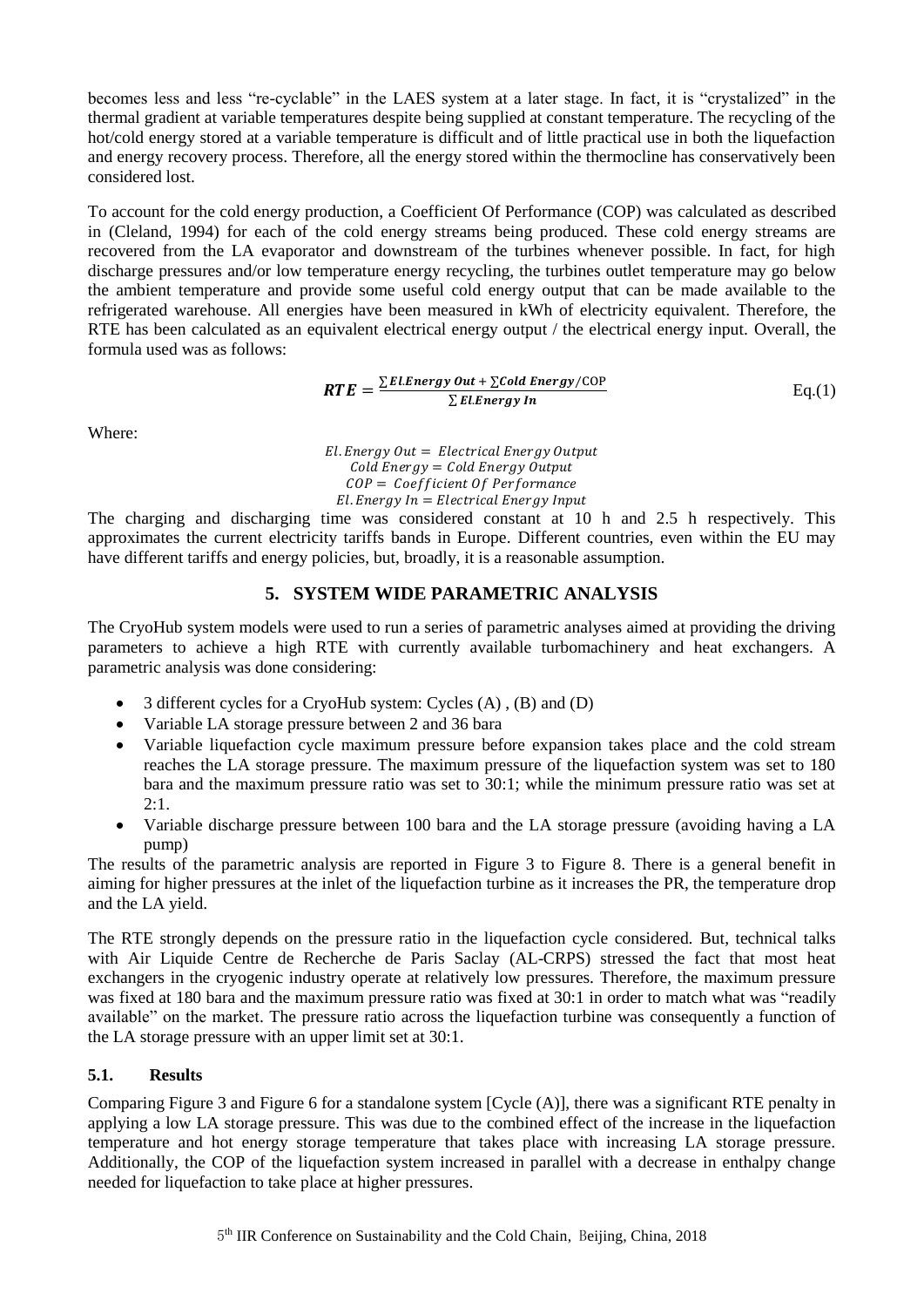becomes less and less "re-cyclable" in the LAES system at a later stage. In fact, it is "crystalized" in the thermal gradient at variable temperatures despite being supplied at constant temperature. The recycling of the hot/cold energy stored at a variable temperature is difficult and of little practical use in both the liquefaction and energy recovery process. Therefore, all the energy stored within the thermocline has conservatively been considered lost.

To account for the cold energy production, a Coefficient Of Performance (COP) was calculated as described in (Cleland, 1994) for each of the cold energy streams being produced. These cold energy streams are recovered from the LA evaporator and downstream of the turbines whenever possible. In fact, for high discharge pressures and/or low temperature energy recycling, the turbines outlet temperature may go below the ambient temperature and provide some useful cold energy output that can be made available to the refrigerated warehouse. All energies have been measured in kWh of electricity equivalent. Therefore, the RTE has been calculated as an equivalent electrical energy output / the electrical energy input. Overall, the formula used was as follows:

$$\boldsymbol{RTE} = \frac{\sum \boldsymbol{El.Energy\ Out} + \sum \boldsymbol{Cold\ Energy}/\mathrm{COP}}{\sum \boldsymbol{El.Energy\ In}} \qquad \text{Eq.(1)}$$

Where:

$$El.Energy\ Out = Electrical\ Energy\ Output$$
$$Cold\ Energy = Cold\ Energy\ Output$$
$$COP = Coefficient\ Of\ Performance$$
$$El.Energy\ In = Electrical\ Energy\ Input$$

The charging and discharging time was considered constant at 10 h and 2.5 h respectively. This approximates the current electricity tariffs bands in Europe. Different countries, even within the EU may have different tariffs and energy policies, but, broadly, it is a reasonable assumption.

## 5. SYSTEM WIDE PARAMETRIC ANALYSIS

The CryoHub system models were used to run a series of parametric analyses aimed at providing the driving parameters to achieve a high RTE with currently available turbomachinery and heat exchangers. A parametric analysis was done considering:

- 3 different cycles for a CryoHub system: Cycles (A) , (B) and (D)
- Variable LA storage pressure between 2 and 36 bara
- Variable liquefaction cycle maximum pressure before expansion takes place and the cold stream reaches the LA storage pressure. The maximum pressure of the liquefaction system was set to 180 bara and the maximum pressure ratio was set to 30:1; while the minimum pressure ratio was set at 2:1.
- Variable discharge pressure between 100 bara and the LA storage pressure (avoiding having a LA pump)

The results of the parametric analysis are reported in Figure 3 to Figure 8. There is a general benefit in aiming for higher pressures at the inlet of the liquefaction turbine as it increases the PR, the temperature drop and the LA yield.

The RTE strongly depends on the pressure ratio in the liquefaction cycle considered. But, technical talks with Air Liquide Centre de Recherche de Paris Saclay (AL-CRPS) stressed the fact that most heat exchangers in the cryogenic industry operate at relatively low pressures. Therefore, the maximum pressure was fixed at 180 bara and the maximum pressure ratio was fixed at 30:1 in order to match what was "readily available" on the market. The pressure ratio across the liquefaction turbine was consequently a function of the LA storage pressure with an upper limit set at 30:1.

### 5.1. Results

Comparing Figure 3 and Figure 6 for a standalone system [Cycle (A)], there was a significant RTE penalty in applying a low LA storage pressure. This was due to the combined effect of the increase in the liquefaction temperature and hot energy storage temperature that takes place with increasing LA storage pressure. Additionally, the COP of the liquefaction system increased in parallel with a decrease in enthalpy change needed for liquefaction to take place at higher pressures.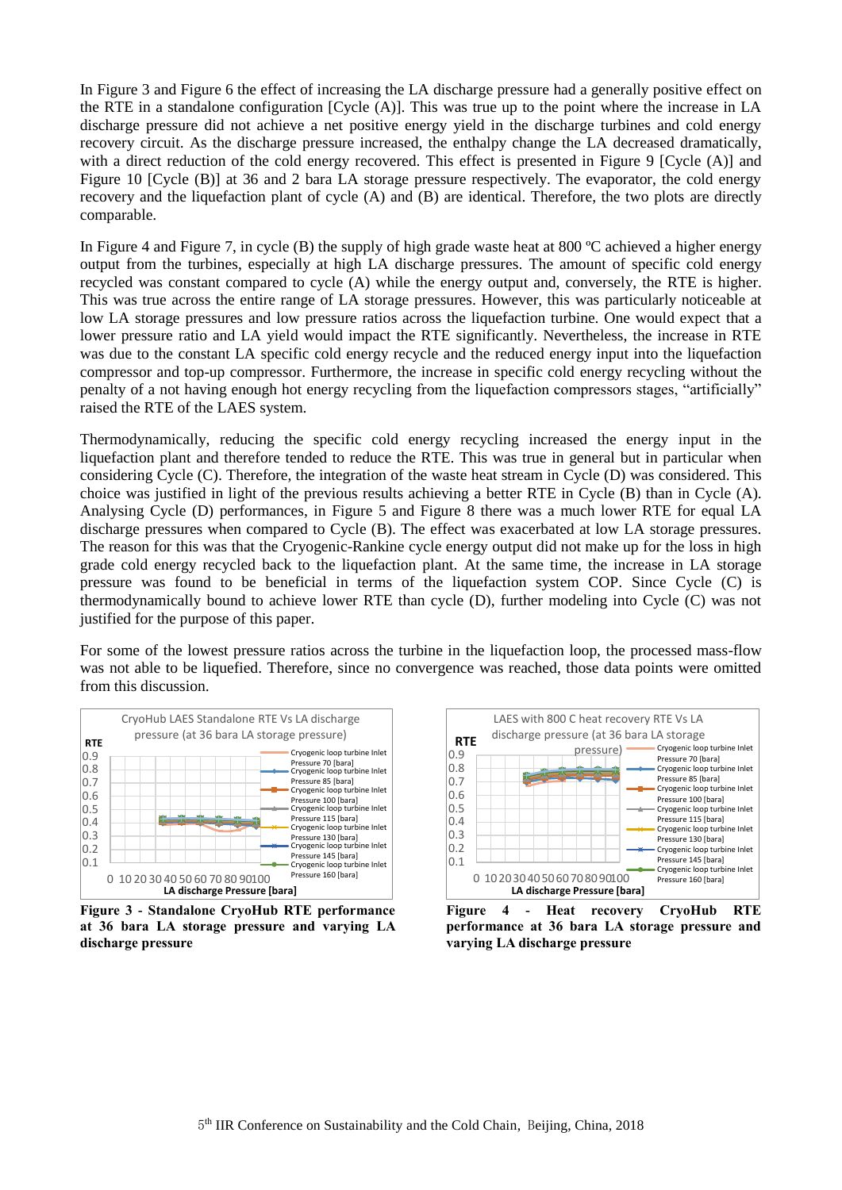In Figure 3 and Figure 6 the effect of increasing the LA discharge pressure had a generally positive effect on the RTE in a standalone configuration [Cycle (A)]. This was true up to the point where the increase in LA discharge pressure did not achieve a net positive energy yield in the discharge turbines and cold energy recovery circuit. As the discharge pressure increased, the enthalpy change the LA decreased dramatically, with a direct reduction of the cold energy recovered. This effect is presented in Figure 9 [Cycle (A)] and Figure 10 [Cycle (B)] at 36 and 2 bara LA storage pressure respectively. The evaporator, the cold energy recovery and the liquefaction plant of cycle (A) and (B) are identical. Therefore, the two plots are directly comparable.

In Figure 4 and Figure 7, in cycle (B) the supply of high grade waste heat at 800 ºC achieved a higher energy output from the turbines, especially at high LA discharge pressures. The amount of specific cold energy recycled was constant compared to cycle (A) while the energy output and, conversely, the RTE is higher. This was true across the entire range of LA storage pressures. However, this was particularly noticeable at low LA storage pressures and low pressure ratios across the liquefaction turbine. One would expect that a lower pressure ratio and LA yield would impact the RTE significantly. Nevertheless, the increase in RTE was due to the constant LA specific cold energy recycle and the reduced energy input into the liquefaction compressor and top-up compressor. Furthermore, the increase in specific cold energy recycling without the penalty of a not having enough hot energy recycling from the liquefaction compressors stages, "artificially" raised the RTE of the LAES system.

Thermodynamically, reducing the specific cold energy recycling increased the energy input in the liquefaction plant and therefore tended to reduce the RTE. This was true in general but in particular when considering Cycle (C). Therefore, the integration of the waste heat stream in Cycle (D) was considered. This choice was justified in light of the previous results achieving a better RTE in Cycle (B) than in Cycle (A). Analysing Cycle (D) performances, in Figure 5 and Figure 8 there was a much lower RTE for equal LA discharge pressures when compared to Cycle (B). The effect was exacerbated at low LA storage pressures. The reason for this was that the Cryogenic-Rankine cycle energy output did not make up for the loss in high grade cold energy recycled back to the liquefaction plant. At the same time, the increase in LA storage pressure was found to be beneficial in terms of the liquefaction system COP. Since Cycle (C) is thermodynamically bound to achieve lower RTE than cycle (D), further modeling into Cycle (C) was not justified for the purpose of this paper.

For some of the lowest pressure ratios across the turbine in the liquefaction loop, the processed mass-flow was not able to be liquefied. Therefore, since no convergence was reached, those data points were omitted from this discussion.

**Figure 3 - Standalone CryoHub RTE performance at 36 bara LA storage pressure and varying LA discharge pressure**

**Figure 4 - Heat recovery CryoHub RTE performance at 36 bara LA storage pressure and varying LA discharge pressure**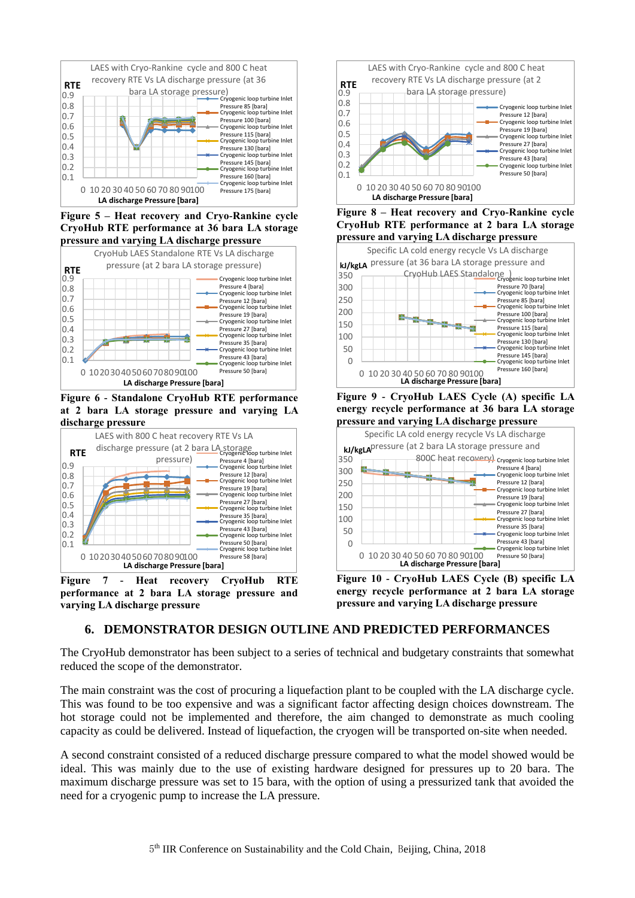Figure 5 – Heat recovery and Cryo-Rankine cycle CryoHub RTE performance at 36 bara LA storage pressure and varying LA discharge pressure

Figure 6 - Standalone CryoHub RTE performance at 2 bara LA storage pressure and varying LA discharge pressure

Figure 7 - Heat recovery CryoHub RTE performance at 2 bara LA storage pressure and varying LA discharge pressure

Figure 8 – Heat recovery and Cryo-Rankine cycle CryoHub RTE performance at 2 bara LA storage pressure and varying LA discharge pressure

Figure 9 - CryoHub LAES Cycle (A) specific LA energy recycle performance at 36 bara LA storage pressure and varying LA discharge pressure

Figure 10 - CryoHub LAES Cycle (B) specific LA energy recycle performance at 2 bara LA storage pressure and varying LA discharge pressure

## 6. DEMONSTRATOR DESIGN OUTLINE AND PREDICTED PERFORMANCES

The CryoHub demonstrator has been subject to a series of technical and budgetary constraints that somewhat reduced the scope of the demonstrator.

The main constraint was the cost of procuring a liquefaction plant to be coupled with the LA discharge cycle. This was found to be too expensive and was a significant factor affecting design choices downstream. The hot storage could not be implemented and therefore, the aim changed to demonstrate as much cooling capacity as could be delivered. Instead of liquefaction, the cryogen will be transported on-site when needed.

A second constraint consisted of a reduced discharge pressure compared to what the model showed would be ideal. This was mainly due to the use of existing hardware designed for pressures up to 20 bara. The maximum discharge pressure was set to 15 bara, with the option of using a pressurized tank that avoided the need for a cryogenic pump to increase the LA pressure.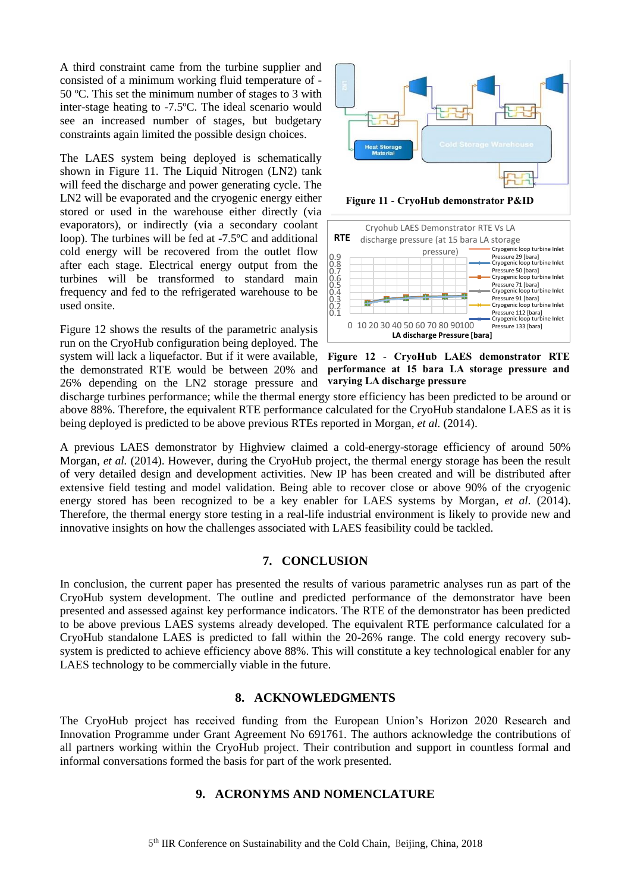A third constraint came from the turbine supplier and consisted of a minimum working fluid temperature of -50 ºC. This set the minimum number of stages to 3 with inter-stage heating to -7.5ºC. The ideal scenario would see an increased number of stages, but budgetary constraints again limited the possible design choices.

The LAES system being deployed is schematically shown in Figure 11. The Liquid Nitrogen (LN2) tank will feed the discharge and power generating cycle. The LN2 will be evaporated and the cryogenic energy either stored or used in the warehouse either directly (via evaporators), or indirectly (via a secondary coolant loop). The turbines will be fed at -7.5ºC and additional cold energy will be recovered from the outlet flow after each stage. Electrical energy output from the turbines will be transformed to standard main frequency and fed to the refrigerated warehouse to be used onsite.

**Figure 11 - CryoHub demonstrator P&ID**

**Figure 12 - CryoHub LAES demonstrator RTE performance at 15 bara LA storage pressure and varying LA discharge pressure**

Figure 12 shows the results of the parametric analysis run on the CryoHub configuration being deployed. The system will lack a liquefactor. But if it were available, the demonstrated RTE would be between 20% and 26% depending on the LN2 storage pressure and discharge turbines performance; while the thermal energy store efficiency has been predicted to be around or above 88%. Therefore, the equivalent RTE performance calculated for the CryoHub standalone LAES as it is being deployed is predicted to be above previous RTEs reported in Morgan, *et al.* (2014).

A previous LAES demonstrator by Highview claimed a cold-energy-storage efficiency of around 50% Morgan, *et al.* (2014). However, during the CryoHub project, the thermal energy storage has been the result of very detailed design and development activities. New IP has been created and will be distributed after extensive field testing and model validation. Being able to recover close or above 90% of the cryogenic energy stored has been recognized to be a key enabler for LAES systems by Morgan, *et al.* (2014). Therefore, the thermal energy store testing in a real-life industrial environment is likely to provide new and innovative insights on how the challenges associated with LAES feasibility could be tackled.

## 7. CONCLUSION

In conclusion, the current paper has presented the results of various parametric analyses run as part of the CryoHub system development. The outline and predicted performance of the demonstrator have been presented and assessed against key performance indicators. The RTE of the demonstrator has been predicted to be above previous LAES systems already developed. The equivalent RTE performance calculated for a CryoHub standalone LAES is predicted to fall within the 20-26% range. The cold energy recovery sub-system is predicted to achieve efficiency above 88%. This will constitute a key technological enabler for any LAES technology to be commercially viable in the future.

## 8. ACKNOWLEDGMENTS

The CryoHub project has received funding from the European Union's Horizon 2020 Research and Innovation Programme under Grant Agreement No 691761. The authors acknowledge the contributions of all partners working within the CryoHub project. Their contribution and support in countless formal and informal conversations formed the basis for part of the work presented.

## 9. ACRONYMS AND NOMENCLATURE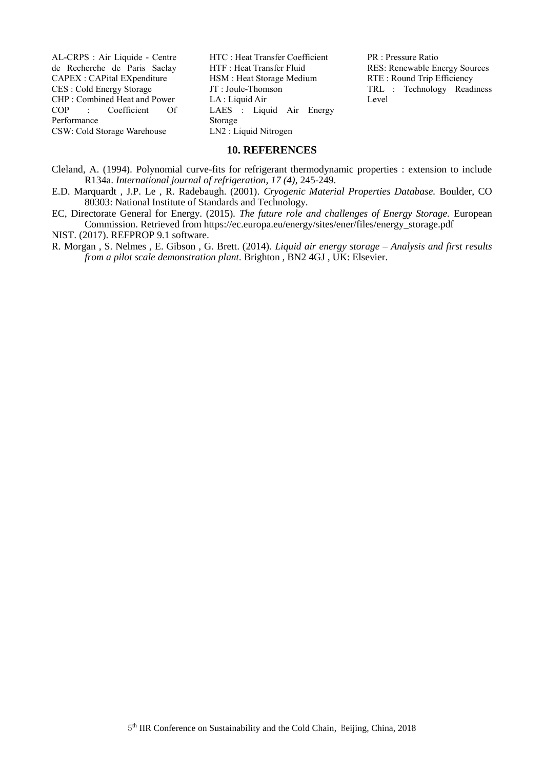AL-CRPS : Air Liquide - Centre de Recherche de Paris Saclay
CAPEX : CAPital EXpenditure
CES : Cold Energy Storage
CHP : Combined Heat and Power
COP : Coefficient Of Performance
CSW: Cold Storage Warehouse
HTC : Heat Transfer Coefficient
HTF : Heat Transfer Fluid
HSM : Heat Storage Medium
JT : Joule-Thomson
LA : Liquid Air
LAES : Liquid Air Energy Storage
LN2 : Liquid Nitrogen
PR : Pressure Ratio
RES: Renewable Energy Sources
RTE : Round Trip Efficiency
TRL : Technology Readiness Level

## 10. REFERENCES

Cleland, A. (1994). Polynomial curve-fits for refrigerant thermodynamic properties : extension to include R134a. *International journal of refrigeration, 17 (4)*, 245-249.

E.D. Marquardt , J.P. Le , R. Radebaugh. (2001). *Cryogenic Material Properties Database.* Boulder, CO 80303: National Institute of Standards and Technology.

EC, Directorate General for Energy. (2015). *The future role and challenges of Energy Storage.* European Commission. Retrieved from https://ec.europa.eu/energy/sites/ener/files/energy_storage.pdf

NIST. (2017). REFPROP 9.1 software.

R. Morgan , S. Nelmes , E. Gibson , G. Brett. (2014). *Liquid air energy storage – Analysis and first results from a pilot scale demonstration plant.* Brighton , BN2 4GJ , UK: Elsevier.